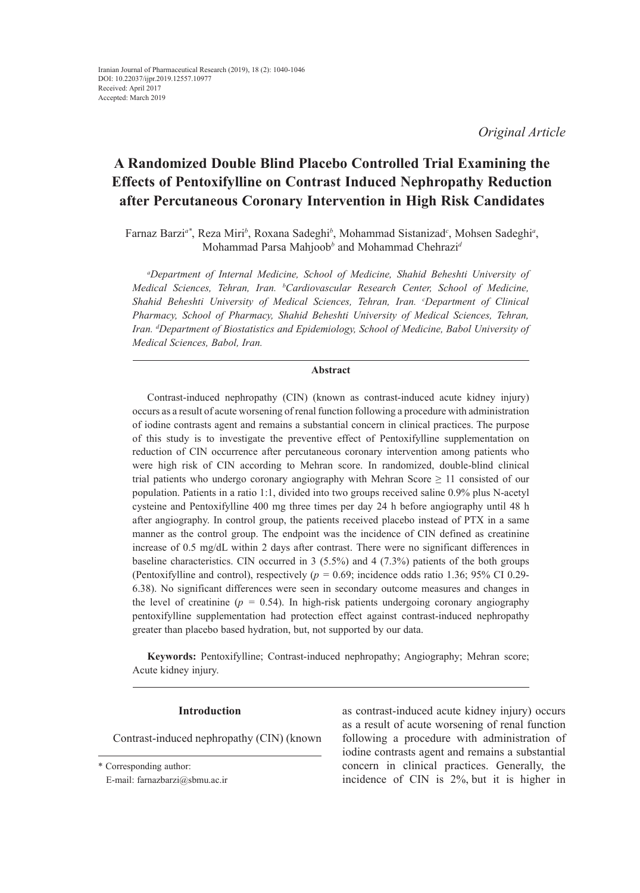Iranian Journal of Pharmaceutical Research (2019), 18 (2): 1040-1046
DOI: 10.22037/ijpr.2019.12557.10977
Received: April 2017
Accepted: March 2019

*Original Article*

# A Randomized Double Blind Placebo Controlled Trial Examining the Effects of Pentoxifylline on Contrast Induced Nephropathy Reduction after Percutaneous Coronary Intervention in High Risk Candidates

Farnaz Barzi[a*], Reza Miri[b], Roxana Sadeghi[b], Mohammad Sistanizad[c], Mohsen Sadeghi[a], Mohammad Parsa Mahjoob[b] and Mohammad Chehrazi[d]

*[a]Department of Internal Medicine, School of Medicine, Shahid Beheshti University of Medical Sciences, Tehran, Iran. [b]Cardiovascular Research Center, School of Medicine, Shahid Beheshti University of Medical Sciences, Tehran, Iran. [c]Department of Clinical Pharmacy, School of Pharmacy, Shahid Beheshti University of Medical Sciences, Tehran, Iran. [d]Department of Biostatistics and Epidemiology, School of Medicine, Babol University of Medical Sciences, Babol, Iran.*

## Abstract

Contrast-induced nephropathy (CIN) (known as contrast-induced acute kidney injury) occurs as a result of acute worsening of renal function following a procedure with administration of iodine contrasts agent and remains a substantial concern in clinical practices. The purpose of this study is to investigate the preventive effect of Pentoxifylline supplementation on reduction of CIN occurrence after percutaneous coronary intervention among patients who were high risk of CIN according to Mehran score. In randomized, double-blind clinical trial patients who undergo coronary angiography with Mehran Score $\geq$ 11 consisted of our population. Patients in a ratio 1:1, divided into two groups received saline 0.9% plus N-acetyl cysteine and Pentoxifylline 400 mg three times per day 24 h before angiography until 48 h after angiography. In control group, the patients received placebo instead of PTX in a same manner as the control group. The endpoint was the incidence of CIN defined as creatinine increase of 0.5 mg/dL within 2 days after contrast. There were no significant differences in baseline characteristics. CIN occurred in 3 (5.5%) and 4 (7.3%) patients of the both groups (Pentoxifylline and control), respectively ($p$ = 0.69; incidence odds ratio 1.36; 95% CI 0.29-6.38). No significant differences were seen in secondary outcome measures and changes in the level of creatinine ($p$ = 0.54). In high-risk patients undergoing coronary angiography pentoxifylline supplementation had protection effect against contrast-induced nephropathy greater than placebo based hydration, but, not supported by our data.

**Keywords:** Pentoxifylline; Contrast-induced nephropathy; Angiography; Mehran score; Acute kidney injury.

## Introduction

Contrast-induced nephropathy (CIN) (known as contrast-induced acute kidney injury) occurs as a result of acute worsening of renal function following a procedure with administration of iodine contrasts agent and remains a substantial concern in clinical practices. Generally, the incidence of CIN is 2%, but it is higher in

\* Corresponding author:
E-mail: farnazbarzi@sbmu.ac.ir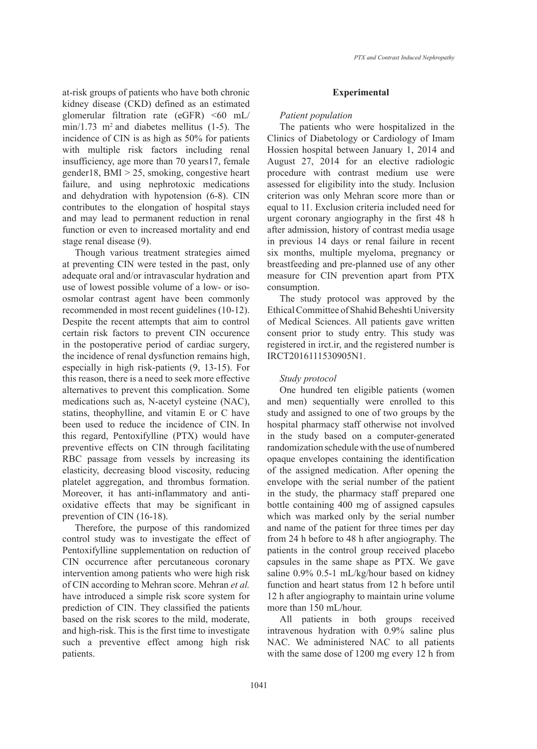at-risk groups of patients who have both chronic kidney disease (CKD) defined as an estimated glomerular filtration rate (eGFR) <60 mL/min/1.73 $m^2$ and diabetes mellitus (1-5). The incidence of CIN is as high as 50% for patients with multiple risk factors including renal insufficiency, age more than 70 years17, female gender18, BMI > 25, smoking, congestive heart failure, and using nephrotoxic medications and dehydration with hypotension (6-8). CIN contributes to the elongation of hospital stays and may lead to permanent reduction in renal function or even to increased mortality and end stage renal disease (9).

Though various treatment strategies aimed at preventing CIN were tested in the past, only adequate oral and/or intravascular hydration and use of lowest possible volume of a low- or iso-osmolar contrast agent have been commonly recommended in most recent guidelines (10-12). Despite the recent attempts that aim to control certain risk factors to prevent CIN occurence in the postoperative period of cardiac surgery, the incidence of renal dysfunction remains high, especially in high risk-patients (9, 13-15). For this reason, there is a need to seek more effective alternatives to prevent this complication. Some medications such as, N-acetyl cysteine (NAC), statins, theophylline, and vitamin E or C have been used to reduce the incidence of CIN. In this regard, Pentoxifylline (PTX) would have preventive effects on CIN through facilitating RBC passage from vessels by increasing its elasticity, decreasing blood viscosity, reducing platelet aggregation, and thrombus formation. Moreover, it has anti-inflammatory and anti-oxidative effects that may be significant in prevention of CIN (16-18).

Therefore, the purpose of this randomized control study was to investigate the effect of Pentoxifylline supplementation on reduction of CIN occurrence after percutaneous coronary intervention among patients who were high risk of CIN according to Mehran score. Mehran *et al.* have introduced a simple risk score system for prediction of CIN. They classified the patients based on the risk scores to the mild, moderate, and high-risk. This is the first time to investigate such a preventive effect among high risk patients.

## Experimental

### *Patient population*

The patients who were hospitalized in the Clinics of Diabetology or Cardiology of Imam Hossien hospital between January 1, 2014 and August 27, 2014 for an elective radiologic procedure with contrast medium use were assessed for eligibility into the study. Inclusion criterion was only Mehran score more than or equal to 11. Exclusion criteria included need for urgent coronary angiography in the first 48 h after admission, history of contrast media usage in previous 14 days or renal failure in recent six months, multiple myeloma, pregnancy or breastfeeding and pre-planned use of any other measure for CIN prevention apart from PTX consumption.

The study protocol was approved by the Ethical Committee of Shahid Beheshti University of Medical Sciences. All patients gave written consent prior to study entry. This study was registered in irct.ir, and the registered number is IRCT2016111530905N1.

### *Study protocol*

One hundred ten eligible patients (women and men) sequentially were enrolled to this study and assigned to one of two groups by the hospital pharmacy staff otherwise not involved in the study based on a computer-generated randomization schedule with the use of numbered opaque envelopes containing the identification of the assigned medication. After opening the envelope with the serial number of the patient in the study, the pharmacy staff prepared one bottle containing 400 mg of assigned capsules which was marked only by the serial number and name of the patient for three times per day from 24 h before to 48 h after angiography. The patients in the control group received placebo capsules in the same shape as PTX. We gave saline 0.9% 0.5-1 mL/kg/hour based on kidney function and heart status from 12 h before until 12 h after angiography to maintain urine volume more than 150 mL/hour.

All patients in both groups received intravenous hydration with 0.9% saline plus NAC. We administered NAC to all patients with the same dose of 1200 mg every 12 h from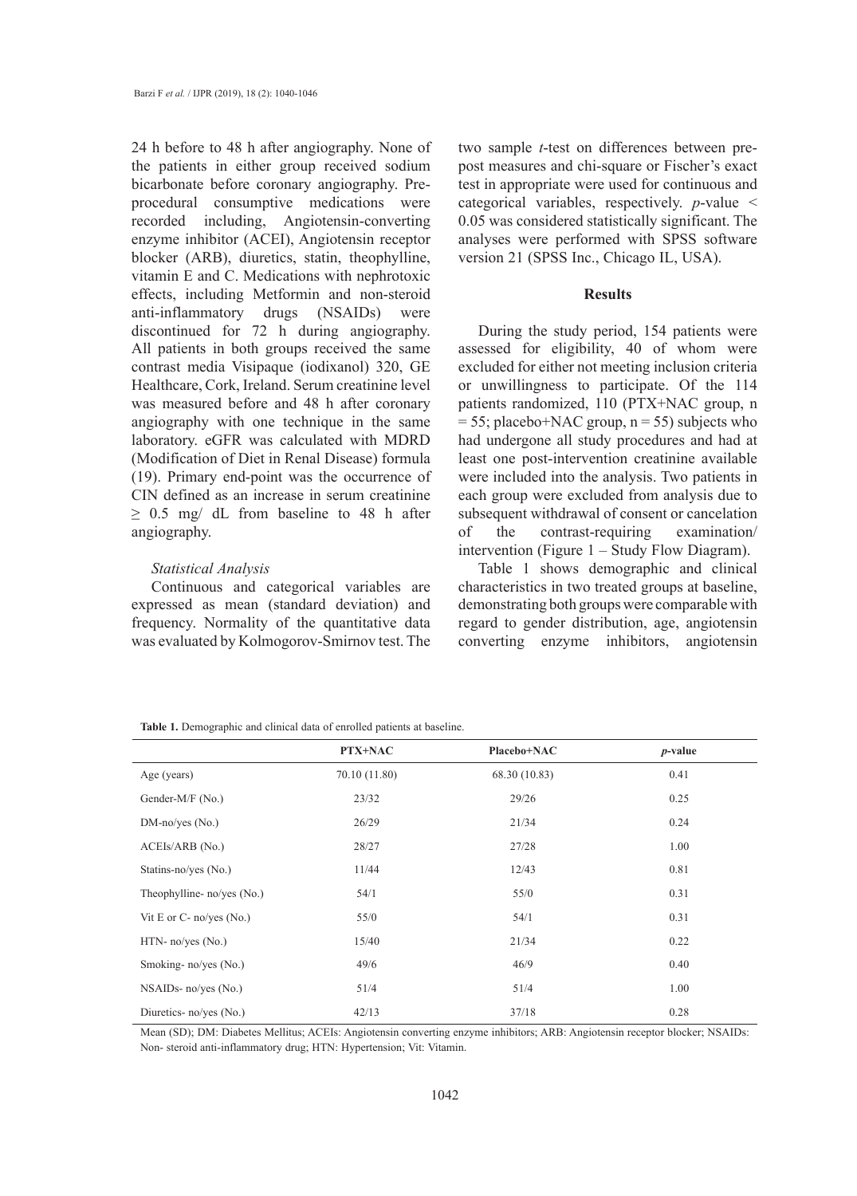24 h before to 48 h after angiography. None of the patients in either group received sodium bicarbonate before coronary angiography. Pre-procedural consumptive medications were recorded including, Angiotensin-converting enzyme inhibitor (ACEI), Angiotensin receptor blocker (ARB), diuretics, statin, theophylline, vitamin E and C. Medications with nephrotoxic effects, including Metformin and non-steroid anti-inflammatory drugs (NSAIDs) were discontinued for 72 h during angiography. All patients in both groups received the same contrast media Visipaque (iodixanol) 320, GE Healthcare, Cork, Ireland. Serum creatinine level was measured before and 48 h after coronary angiography with one technique in the same laboratory. eGFR was calculated with MDRD (Modification of Diet in Renal Disease) formula (19). Primary end-point was the occurrence of CIN defined as an increase in serum creatinine $\geq$ 0.5 mg/ dL from baseline to 48 h after angiography.

### *Statistical Analysis*

Continuous and categorical variables are expressed as mean (standard deviation) and frequency. Normality of the quantitative data was evaluated by Kolmogorov-Smirnov test. The two sample *t*-test on differences between pre-post measures and chi-square or Fischer's exact test in appropriate were used for continuous and categorical variables, respectively. *p*-value < 0.05 was considered statistically significant. The analyses were performed with SPSS software version 21 (SPSS Inc., Chicago IL, USA).

## Results

During the study period, 154 patients were assessed for eligibility, 40 of whom were excluded for either not meeting inclusion criteria or unwillingness to participate. Of the 114 patients randomized, 110 (PTX+NAC group, n = 55; placebo+NAC group, n = 55) subjects who had undergone all study procedures and had at least one post-intervention creatinine available were included into the analysis. Two patients in each group were excluded from analysis due to subsequent withdrawal of consent or cancelation of the contrast-requiring examination/ intervention (Figure 1 – Study Flow Diagram).

Table 1 shows demographic and clinical characteristics in two treated groups at baseline, demonstrating both groups were comparable with regard to gender distribution, age, angiotensin converting enzyme inhibitors, angiotensin

**Table 1.** Demographic and clinical data of enrolled patients at baseline.

| | PTX+NAC | Placebo+NAC | *p*-value |
|---|---|---|---|
| Age (years) | 70.10 (11.80) | 68.30 (10.83) | 0.41 |
| Gender-M/F (No.) | 23/32 | 29/26 | 0.25 |
| DM-no/yes (No.) | 26/29 | 21/34 | 0.24 |
| ACEIs/ARB (No.) | 28/27 | 27/28 | 1.00 |
| Statins-no/yes (No.) | 11/44 | 12/43 | 0.81 |
| Theophylline- no/yes (No.) | 54/1 | 55/0 | 0.31 |
| Vit E or C- no/yes (No.) | 55/0 | 54/1 | 0.31 |
| HTN- no/yes (No.) | 15/40 | 21/34 | 0.22 |
| Smoking- no/yes (No.) | 49/6 | 46/9 | 0.40 |
| NSAIDs- no/yes (No.) | 51/4 | 51/4 | 1.00 |
| Diuretics- no/yes (No.) | 42/13 | 37/18 | 0.28 |

Mean (SD); DM: Diabetes Mellitus; ACEIs: Angiotensin converting enzyme inhibitors; ARB: Angiotensin receptor blocker; NSAIDs: Non- steroid anti-inflammatory drug; HTN: Hypertension; Vit: Vitamin.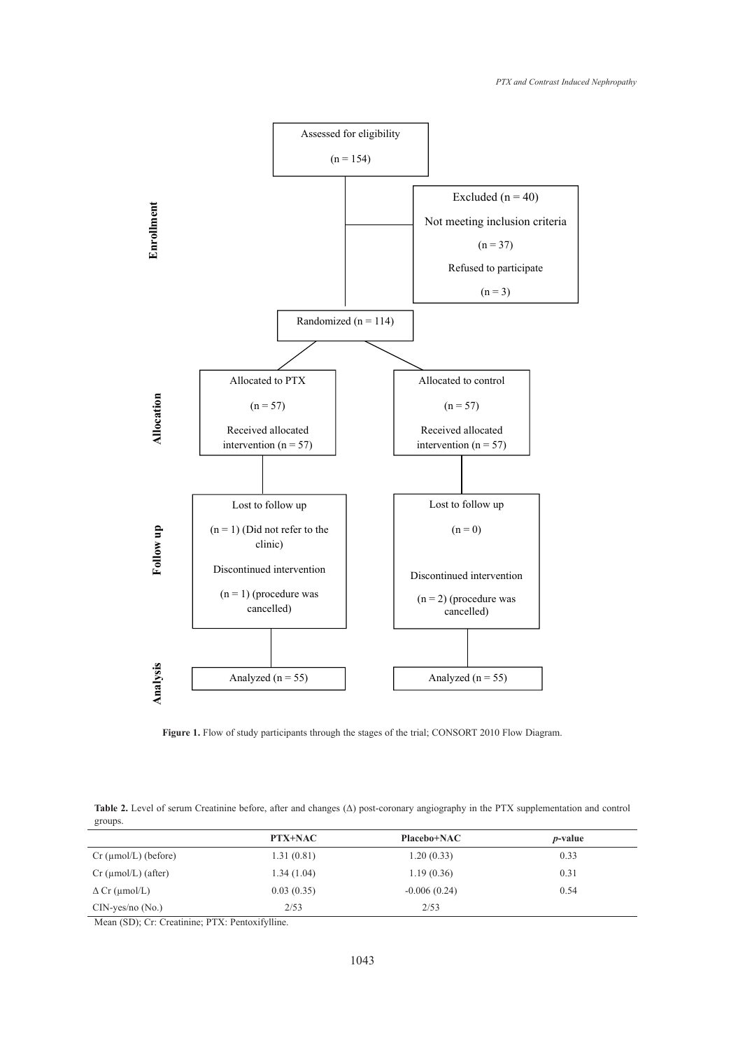**Enrollment**

Assessed for eligibility (n = 154)

Excluded (n = 40)
- Not meeting inclusion criteria (n = 37)
- Refused to participate (n = 3)

Randomized (n = 114)

**Allocation**

| Allocated to PTX | Allocated to control |
| --- | --- |
| (n = 57) | (n = 57) |
| Received allocated intervention (n = 57) | Received allocated intervention (n = 57) |

**Follow up**

| PTX | Control |
| --- | --- |
| Lost to follow up (n = 1) (Did not refer to the clinic) | Lost to follow up (n = 0) |
| Discontinued intervention (n = 1) (procedure was cancelled) | Discontinued intervention (n = 2) (procedure was cancelled) |

**Analysis**

| PTX | Control |
| --- | --- |
| Analyzed (n = 55) | Analyzed (n = 55) |

**Figure 1.** Flow of study participants through the stages of the trial; CONSORT 2010 Flow Diagram.

**Table 2.** Level of serum Creatinine before, after and changes (Δ) post-coronary angiography in the PTX supplementation and control groups.

| | PTX+NAC | Placebo+NAC | *p*-value |
| --- | --- | --- | --- |
| Cr (µmol/L) (before) | 1.31 (0.81) | 1.20 (0.33) | 0.33 |
| Cr (µmol/L) (after) | 1.34 (1.04) | 1.19 (0.36) | 0.31 |
| Δ Cr (µmol/L) | 0.03 (0.35) | -0.006 (0.24) | 0.54 |
| CIN-yes/no (No.) | 2/53 | 2/53 | |

Mean (SD); Cr: Creatinine; PTX: Pentoxifylline.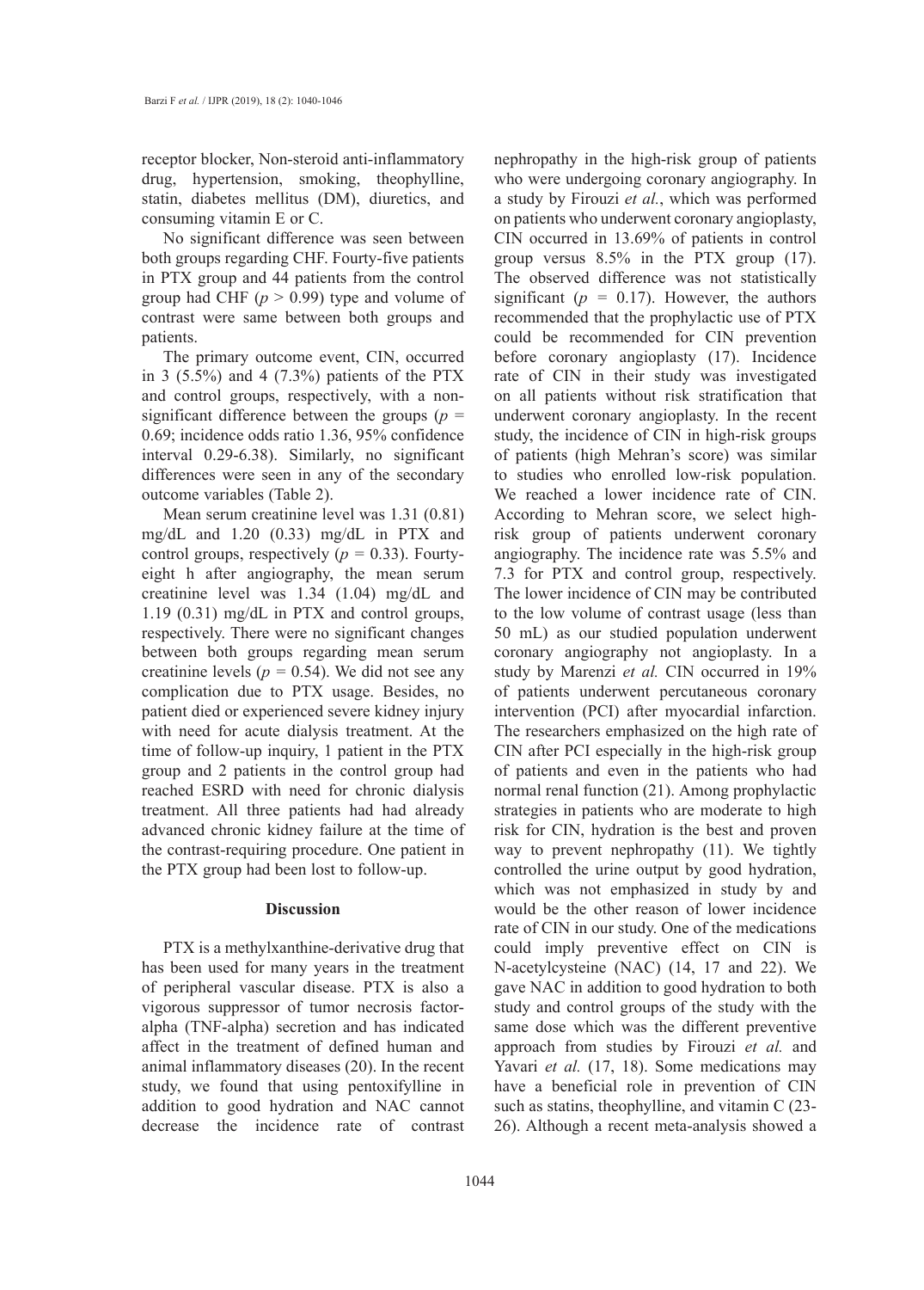receptor blocker, Non-steroid anti-inflammatory drug, hypertension, smoking, theophylline, statin, diabetes mellitus (DM), diuretics, and consuming vitamin E or C.

No significant difference was seen between both groups regarding CHF. Fourty-five patients in PTX group and 44 patients from the control group had CHF ($p > 0.99$) type and volume of contrast were same between both groups and patients.

The primary outcome event, CIN, occurred in 3 (5.5%) and 4 (7.3%) patients of the PTX and control groups, respectively, with a non-significant difference between the groups ($p = 0.69$; incidence odds ratio 1.36, 95% confidence interval 0.29-6.38). Similarly, no significant differences were seen in any of the secondary outcome variables (Table 2).

Mean serum creatinine level was 1.31 (0.81) mg/dL and 1.20 (0.33) mg/dL in PTX and control groups, respectively ($p = 0.33$). Fourty-eight h after angiography, the mean serum creatinine level was 1.34 (1.04) mg/dL and 1.19 (0.31) mg/dL in PTX and control groups, respectively. There were no significant changes between both groups regarding mean serum creatinine levels ($p = 0.54$). We did not see any complication due to PTX usage. Besides, no patient died or experienced severe kidney injury with need for acute dialysis treatment. At the time of follow-up inquiry, 1 patient in the PTX group and 2 patients in the control group had reached ESRD with need for chronic dialysis treatment. All three patients had had already advanced chronic kidney failure at the time of the contrast-requiring procedure. One patient in the PTX group had been lost to follow-up.

## Discussion

PTX is a methylxanthine-derivative drug that has been used for many years in the treatment of peripheral vascular disease. PTX is also a vigorous suppressor of tumor necrosis factor-alpha (TNF-alpha) secretion and has indicated affect in the treatment of defined human and animal inflammatory diseases (20). In the recent study, we found that using pentoxifylline in addition to good hydration and NAC cannot decrease the incidence rate of contrast nephropathy in the high-risk group of patients who were undergoing coronary angiography. In a study by Firouzi *et al.*, which was performed on patients who underwent coronary angioplasty, CIN occurred in 13.69% of patients in control group versus 8.5% in the PTX group (17). The observed difference was not statistically significant ($p = 0.17$). However, the authors recommended that the prophylactic use of PTX could be recommended for CIN prevention before coronary angioplasty (17). Incidence rate of CIN in their study was investigated on all patients without risk stratification that underwent coronary angioplasty. In the recent study, the incidence of CIN in high-risk groups of patients (high Mehran's score) was similar to studies who enrolled low-risk population. We reached a lower incidence rate of CIN. According to Mehran score, we select high-risk group of patients underwent coronary angiography. The incidence rate was 5.5% and 7.3 for PTX and control group, respectively. The lower incidence of CIN may be contributed to the low volume of contrast usage (less than 50 mL) as our studied population underwent coronary angiography not angioplasty. In a study by Marenzi *et al.* CIN occurred in 19% of patients underwent percutaneous coronary intervention (PCI) after myocardial infarction. The researchers emphasized on the high rate of CIN after PCI especially in the high-risk group of patients and even in the patients who had normal renal function (21). Among prophylactic strategies in patients who are moderate to high risk for CIN, hydration is the best and proven way to prevent nephropathy (11). We tightly controlled the urine output by good hydration, which was not emphasized in study by and would be the other reason of lower incidence rate of CIN in our study. One of the medications could imply preventive effect on CIN is N-acetylcysteine (NAC) (14, 17 and 22). We gave NAC in addition to good hydration to both study and control groups of the study with the same dose which was the different preventive approach from studies by Firouzi *et al.* and Yavari *et al.* (17, 18). Some medications may have a beneficial role in prevention of CIN such as statins, theophylline, and vitamin C (23-26). Although a recent meta-analysis showed a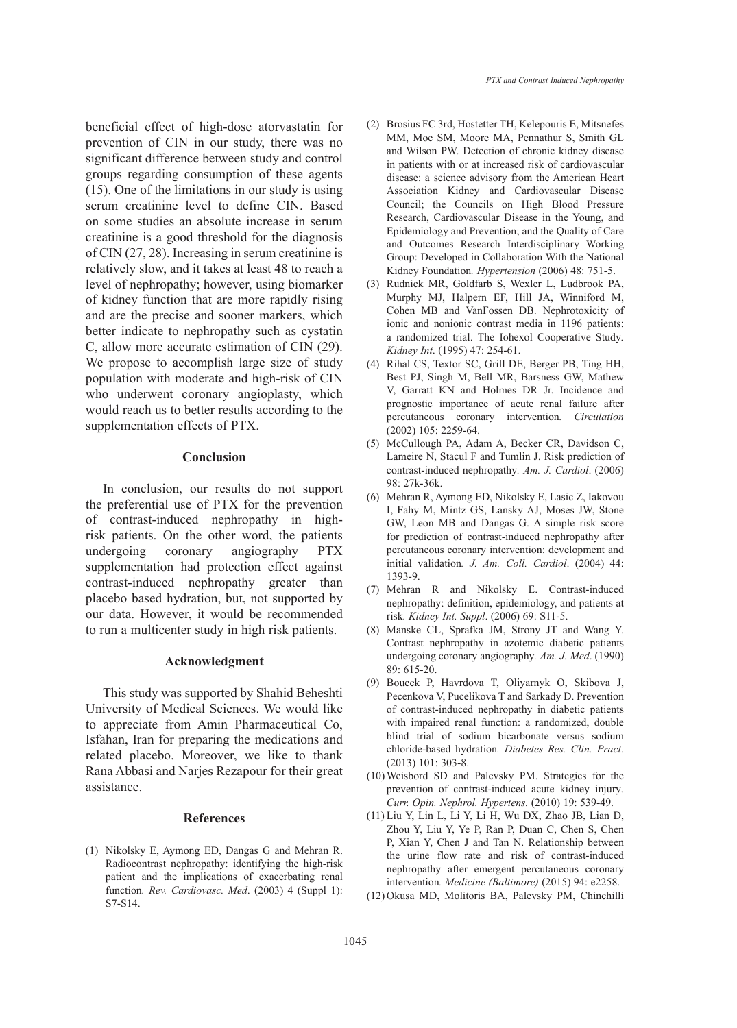beneficial effect of high-dose atorvastatin for prevention of CIN in our study, there was no significant difference between study and control groups regarding consumption of these agents (15). One of the limitations in our study is using serum creatinine level to define CIN. Based on some studies an absolute increase in serum creatinine is a good threshold for the diagnosis of CIN (27, 28). Increasing in serum creatinine is relatively slow, and it takes at least 48 to reach a level of nephropathy; however, using biomarker of kidney function that are more rapidly rising and are the precise and sooner markers, which better indicate to nephropathy such as cystatin C, allow more accurate estimation of CIN (29). We propose to accomplish large size of study population with moderate and high-risk of CIN who underwent coronary angioplasty, which would reach us to better results according to the supplementation effects of PTX.

## Conclusion

In conclusion, our results do not support the preferential use of PTX for the prevention of contrast-induced nephropathy in high-risk patients. On the other word, the patients undergoing coronary angiography PTX supplementation had protection effect against contrast-induced nephropathy greater than placebo based hydration, but, not supported by our data. However, it would be recommended to run a multicenter study in high risk patients.

## Acknowledgment

This study was supported by Shahid Beheshti University of Medical Sciences. We would like to appreciate from Amin Pharmaceutical Co, Isfahan, Iran for preparing the medications and related placebo. Moreover, we like to thank Rana Abbasi and Narjes Rezapour for their great assistance.

## References

(1) Nikolsky E, Aymong ED, Dangas G and Mehran R. Radiocontrast nephropathy: identifying the high-risk patient and the implications of exacerbating renal function. *Rev. Cardiovasc. Med*. (2003) 4 (Suppl 1): S7-S14.

(2) Brosius FC 3rd, Hostetter TH, Kelepouris E, Mitsnefes MM, Moe SM, Moore MA, Pennathur S, Smith GL and Wilson PW. Detection of chronic kidney disease in patients with or at increased risk of cardiovascular disease: a science advisory from the American Heart Association Kidney and Cardiovascular Disease Council; the Councils on High Blood Pressure Research, Cardiovascular Disease in the Young, and Epidemiology and Prevention; and the Quality of Care and Outcomes Research Interdisciplinary Working Group: Developed in Collaboration With the National Kidney Foundation. *Hypertension* (2006) 48: 751-5.

(3) Rudnick MR, Goldfarb S, Wexler L, Ludbrook PA, Murphy MJ, Halpern EF, Hill JA, Winniford M, Cohen MB and VanFossen DB. Nephrotoxicity of ionic and nonionic contrast media in 1196 patients: a randomized trial. The Iohexol Cooperative Study. *Kidney Int*. (1995) 47: 254-61.

(4) Rihal CS, Textor SC, Grill DE, Berger PB, Ting HH, Best PJ, Singh M, Bell MR, Barsness GW, Mathew V, Garratt KN and Holmes DR Jr. Incidence and prognostic importance of acute renal failure after percutaneous coronary intervention. *Circulation* (2002) 105: 2259-64.

(5) McCullough PA, Adam A, Becker CR, Davidson C, Lameire N, Stacul F and Tumlin J. Risk prediction of contrast-induced nephropathy. *Am. J. Cardiol*. (2006) 98: 27k-36k.

(6) Mehran R, Aymong ED, Nikolsky E, Lasic Z, Iakovou I, Fahy M, Mintz GS, Lansky AJ, Moses JW, Stone GW, Leon MB and Dangas G. A simple risk score for prediction of contrast-induced nephropathy after percutaneous coronary intervention: development and initial validation. *J. Am. Coll. Cardiol*. (2004) 44: 1393-9.

(7) Mehran R and Nikolsky E. Contrast-induced nephropathy: definition, epidemiology, and patients at risk. *Kidney Int. Suppl*. (2006) 69: S11-5.

(8) Manske CL, Sprafka JM, Strony JT and Wang Y. Contrast nephropathy in azotemic diabetic patients undergoing coronary angiography. *Am. J. Med*. (1990) 89: 615-20.

(9) Boucek P, Havrdova T, Oliyarnyk O, Skibova J, Pecenkova V, Pucelikova T and Sarkady D. Prevention of contrast-induced nephropathy in diabetic patients with impaired renal function: a randomized, double blind trial of sodium bicarbonate versus sodium chloride-based hydration. *Diabetes Res. Clin. Pract*. (2013) 101: 303-8.

(10) Weisbord SD and Palevsky PM. Strategies for the prevention of contrast-induced acute kidney injury. *Curr. Opin. Nephrol. Hypertens*. (2010) 19: 539-49.

(11) Liu Y, Lin L, Li Y, Li H, Wu DX, Zhao JB, Lian D, Zhou Y, Liu Y, Ye P, Ran P, Duan C, Chen S, Chen P, Xian Y, Chen J and Tan N. Relationship between the urine flow rate and risk of contrast-induced nephropathy after emergent percutaneous coronary intervention. *Medicine (Baltimore)* (2015) 94: e2258.

(12) Okusa MD, Molitoris BA, Palevsky PM, Chinchilli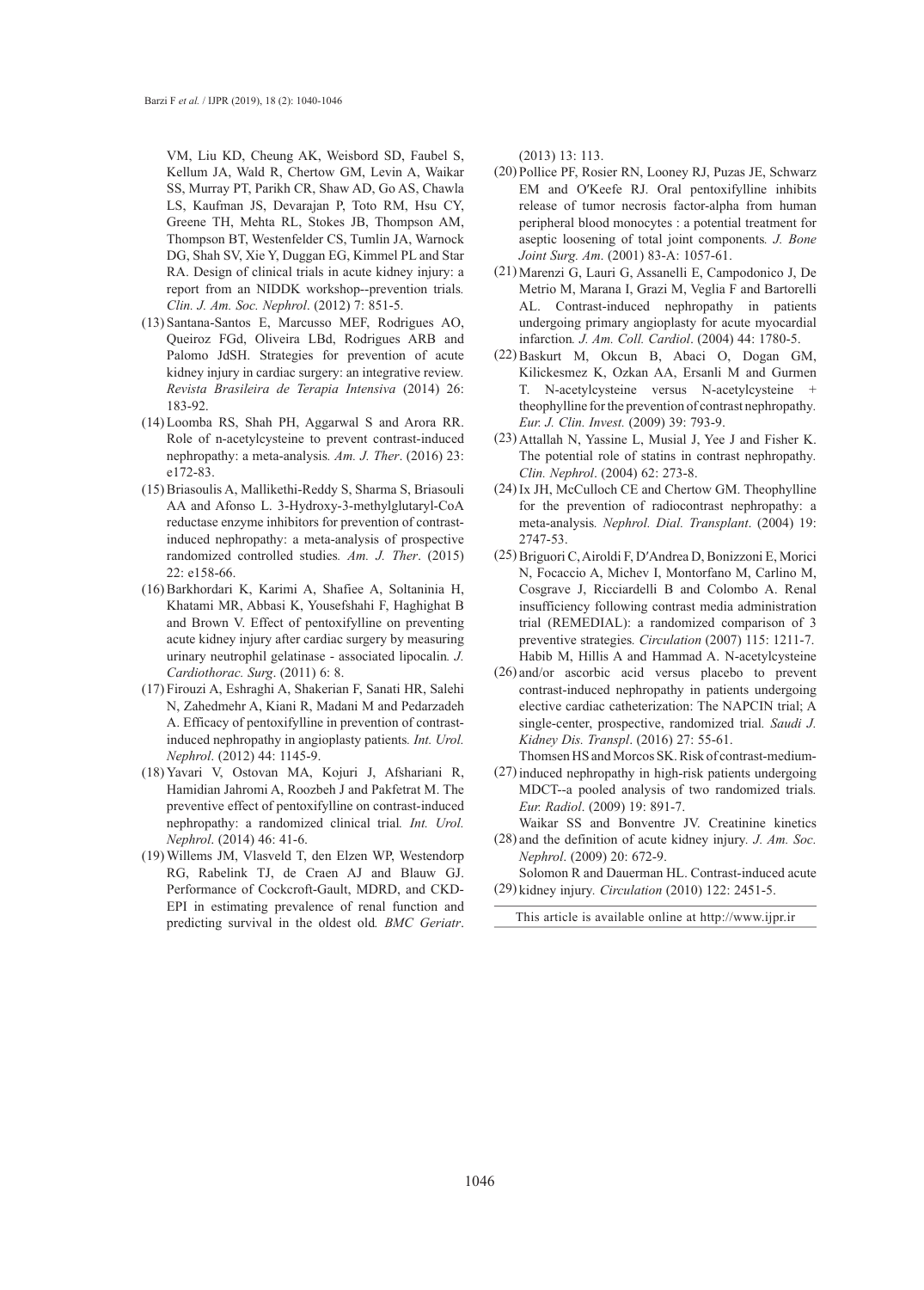VM, Liu KD, Cheung AK, Weisbord SD, Faubel S, Kellum JA, Wald R, Chertow GM, Levin A, Waikar SS, Murray PT, Parikh CR, Shaw AD, Go AS, Chawla LS, Kaufman JS, Devarajan P, Toto RM, Hsu CY, Greene TH, Mehta RL, Stokes JB, Thompson AM, Thompson BT, Westenfelder CS, Tumlin JA, Warnock DG, Shah SV, Xie Y, Duggan EG, Kimmel PL and Star RA. Design of clinical trials in acute kidney injury: a report from an NIDDK workshop--prevention trials. *Clin. J. Am. Soc. Nephrol*. (2012) 7: 851-5.

(13) Santana-Santos E, Marcusso MEF, Rodrigues AO, Queiroz FGd, Oliveira LBd, Rodrigues ARB and Palomo JdSH. Strategies for prevention of acute kidney injury in cardiac surgery: an integrative review. *Revista Brasileira de Terapia Intensiva* (2014) 26: 183-92.

(14) Loomba RS, Shah PH, Aggarwal S and Arora RR. Role of n-acetylcysteine to prevent contrast-induced nephropathy: a meta-analysis. *Am. J. Ther*. (2016) 23: e172-83.

(15) Briasoulis A, Mallikethi-Reddy S, Sharma S, Briasouli AA and Afonso L. 3-Hydroxy-3-methylglutaryl-CoA reductase enzyme inhibitors for prevention of contrast-induced nephropathy: a meta-analysis of prospective randomized controlled studies. *Am. J. Ther*. (2015) 22: e158-66.

(16) Barkhordari K, Karimi A, Shafiee A, Soltaninia H, Khatami MR, Abbasi K, Yousefshahi F, Haghighat B and Brown V. Effect of pentoxifylline on preventing acute kidney injury after cardiac surgery by measuring urinary neutrophil gelatinase - associated lipocalin. *J. Cardiothorac. Surg*. (2011) 6: 8.

(17) Firouzi A, Eshraghi A, Shakerian F, Sanati HR, Salehi N, Zahedmehr A, Kiani R, Madani M and Pedarzadeh A. Efficacy of pentoxifylline in prevention of contrast-induced nephropathy in angioplasty patients. *Int. Urol. Nephrol*. (2012) 44: 1145-9.

(18) Yavari V, Ostovan MA, Kojuri J, Afshariani R, Hamidian Jahromi A, Roozbeh J and Pakfetrat M. The preventive effect of pentoxifylline on contrast-induced nephropathy: a randomized clinical trial. *Int. Urol. Nephrol*. (2014) 46: 41-6.

(19) Willems JM, Vlasveld T, den Elzen WP, Westendorp RG, Rabelink TJ, de Craen AJ and Blauw GJ. Performance of Cockcroft-Gault, MDRD, and CKD-EPI in estimating prevalence of renal function and predicting survival in the oldest old. *BMC Geriatr*. (2013) 13: 113.

(20) Pollice PF, Rosier RN, Looney RJ, Puzas JE, Schwarz EM and O′Keefe RJ. Oral pentoxifylline inhibits release of tumor necrosis factor-alpha from human peripheral blood monocytes : a potential treatment for aseptic loosening of total joint components. *J. Bone Joint Surg. Am*. (2001) 83-A: 1057-61.

(21) Marenzi G, Lauri G, Assanelli E, Campodonico J, De Metrio M, Marana I, Grazi M, Veglia F and Bartorelli AL. Contrast-induced nephropathy in patients undergoing primary angioplasty for acute myocardial infarction. *J. Am. Coll. Cardiol*. (2004) 44: 1780-5.

(22) Baskurt M, Okcun B, Abaci O, Dogan GM, Kilickesmez K, Ozkan AA, Ersanli M and Gurmen T. N-acetylcysteine versus N-acetylcysteine + theophylline for the prevention of contrast nephropathy. *Eur. J. Clin. Invest.* (2009) 39: 793-9.

(23) Attallah N, Yassine L, Musial J, Yee J and Fisher K. The potential role of statins in contrast nephropathy. *Clin. Nephrol*. (2004) 62: 273-8.

(24) Ix JH, McCulloch CE and Chertow GM. Theophylline for the prevention of radiocontrast nephropathy: a meta-analysis. *Nephrol. Dial. Transplant*. (2004) 19: 2747-53.

(25) Briguori C, Airoldi F, D′Andrea D, Bonizzoni E, Morici N, Focaccio A, Michev I, Montorfano M, Carlino M, Cosgrave J, Ricciardelli B and Colombo A. Renal insufficiency following contrast media administration trial (REMEDIAL): a randomized comparison of 3 preventive strategies. *Circulation* (2007) 115: 1211-7.

(26) Habib M, Hillis A and Hammad A. N-acetylcysteine and/or ascorbic acid versus placebo to prevent contrast-induced nephropathy in patients undergoing elective cardiac catheterization: The NAPCIN trial; A single-center, prospective, randomized trial. *Saudi J. Kidney Dis. Transpl*. (2016) 27: 55-61.

(27) Thomsen HS and Morcos SK. Risk of contrast-medium-induced nephropathy in high-risk patients undergoing MDCT--a pooled analysis of two randomized trials. *Eur. Radiol*. (2009) 19: 891-7.

(28) Waikar SS and Bonventre JV. Creatinine kinetics and the definition of acute kidney injury. *J. Am. Soc. Nephrol*. (2009) 20: 672-9.

(29) Solomon R and Dauerman HL. Contrast-induced acute kidney injury. *Circulation* (2010) 122: 2451-5.

This article is available online at http://www.ijpr.ir